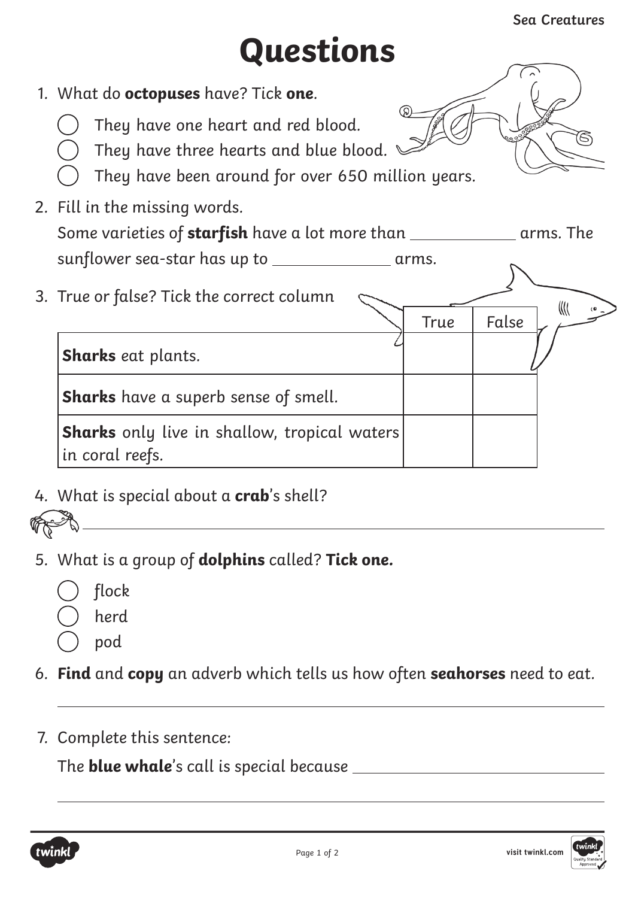# Questions

1. What do **octopuses** have? Tick **one**.
   - ◯ They have one heart and red blood.
   - ◯ They have three hearts and blue blood.
   - ◯ They have been around for over 650 million years.

2. Fill in the missing words.

   Some varieties of **starfish** have a lot more than ____________ arms. The sunflower sea-star has up to ____________ arms.

3. True or false? Tick the correct column

| | True | False |
|---|---|---|
| **Sharks** eat plants. | | |
| **Sharks** have a superb sense of smell. | | |
| **Sharks** only live in shallow, tropical waters in coral reefs. | | |

4. What is special about a **crab**'s shell?

   ________________________________________________

5. What is a group of **dolphins** called? **Tick one.**
   - ◯ flock
   - ◯ herd
   - ◯ pod

6. **Find** and **copy** an adverb which tells us how often **seahorses** need to eat.

   ________________________________________________

7. Complete this sentence:

   The **blue whale**'s call is special because ________________________________________________

   ________________________________________________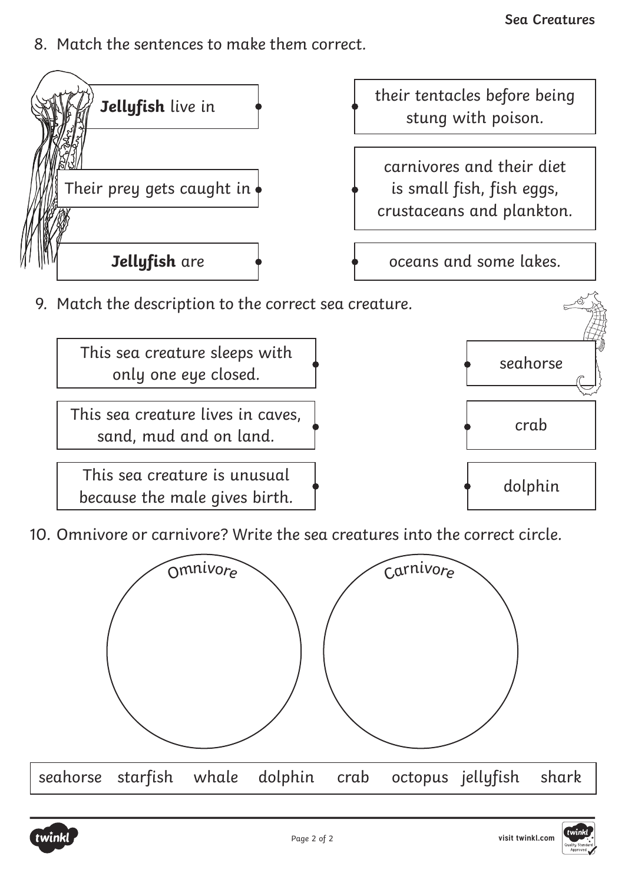8. Match the sentences to make them correct.

| | |
|---|---|
| **Jellyfish** live in | their tentacles before being stung with poison. |
| Their prey gets caught in | carnivores and their diet is small fish, fish eggs, crustaceans and plankton. |
| **Jellyfish** are | oceans and some lakes. |

9. Match the description to the correct sea creature.

| | |
|---|---|
| This sea creature sleeps with only one eye closed. | seahorse |
| This sea creature lives in caves, sand, mud and on land. | crab |
| This sea creature is unusual because the male gives birth. | dolphin |

10. Omnivore or carnivore? Write the sea creatures into the correct circle.

Omnivore

Carnivore

seahorse starfish whale dolphin crab octopus jellyfish shark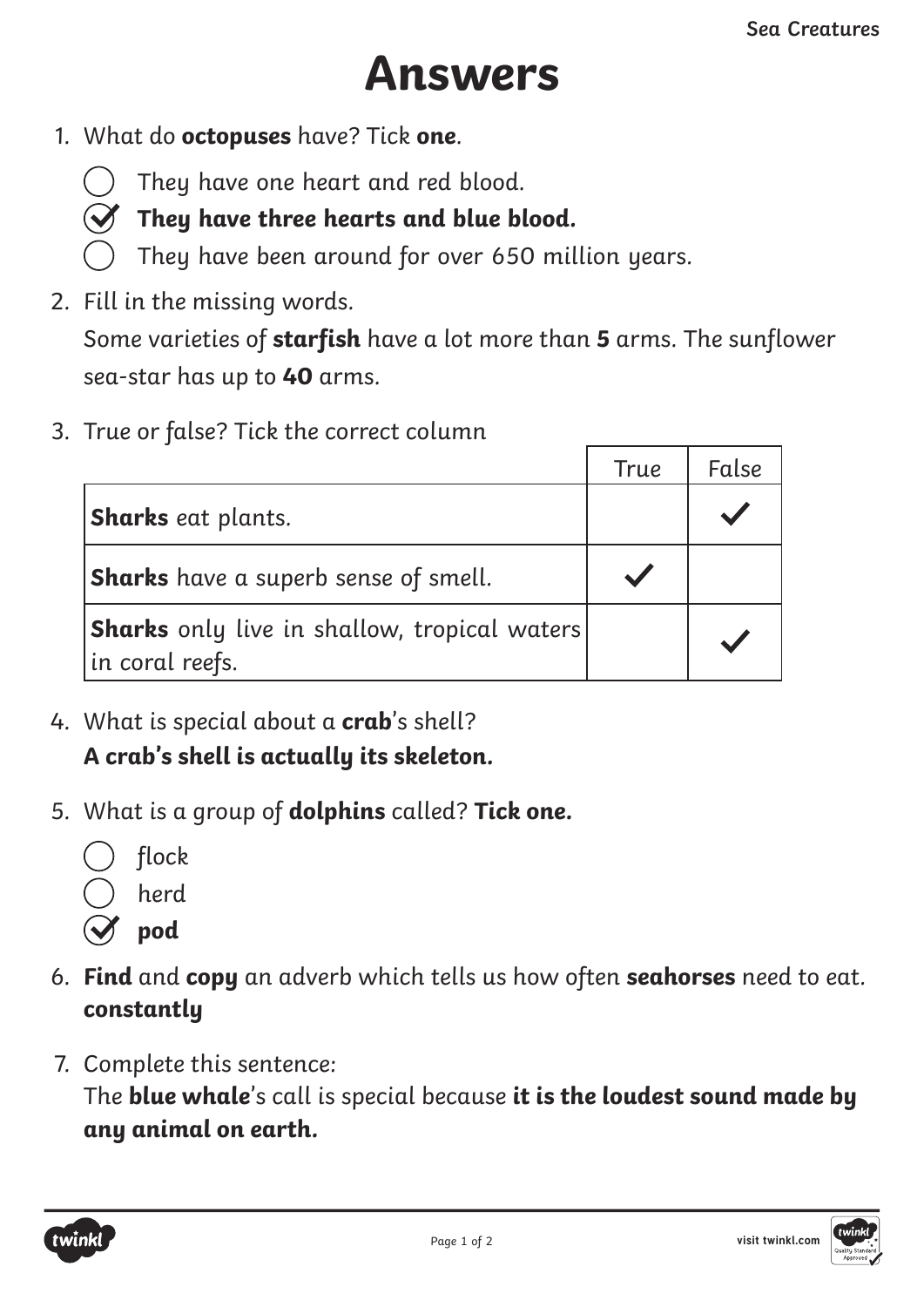# Answers

1. What do **octopuses** have? Tick **one**.

   - ◯ They have one heart and red blood.
   - ✔ **They have three hearts and blue blood.**
   - ◯ They have been around for over 650 million years.

2. Fill in the missing words.

   Some varieties of **starfish** have a lot more than **5** arms. The sunflower sea-star has up to **40** arms.

3. True or false? Tick the correct column

| | True | False |
|---|---|---|
| **Sharks** eat plants. | | ✔ |
| **Sharks** have a superb sense of smell. | ✔ | |
| **Sharks** only live in shallow, tropical waters in coral reefs. | | ✔ |

4. What is special about a **crab**'s shell?

   **A crab's shell is actually its skeleton.**

5. What is a group of **dolphins** called? **Tick one.**

   - ◯ flock
   - ◯ herd
   - ✔ **pod**

6. **Find** and **copy** an adverb which tells us how often **seahorses** need to eat.

   **constantly**

7. Complete this sentence:

   The **blue whale**'s call is special because **it is the loudest sound made by any animal on earth.**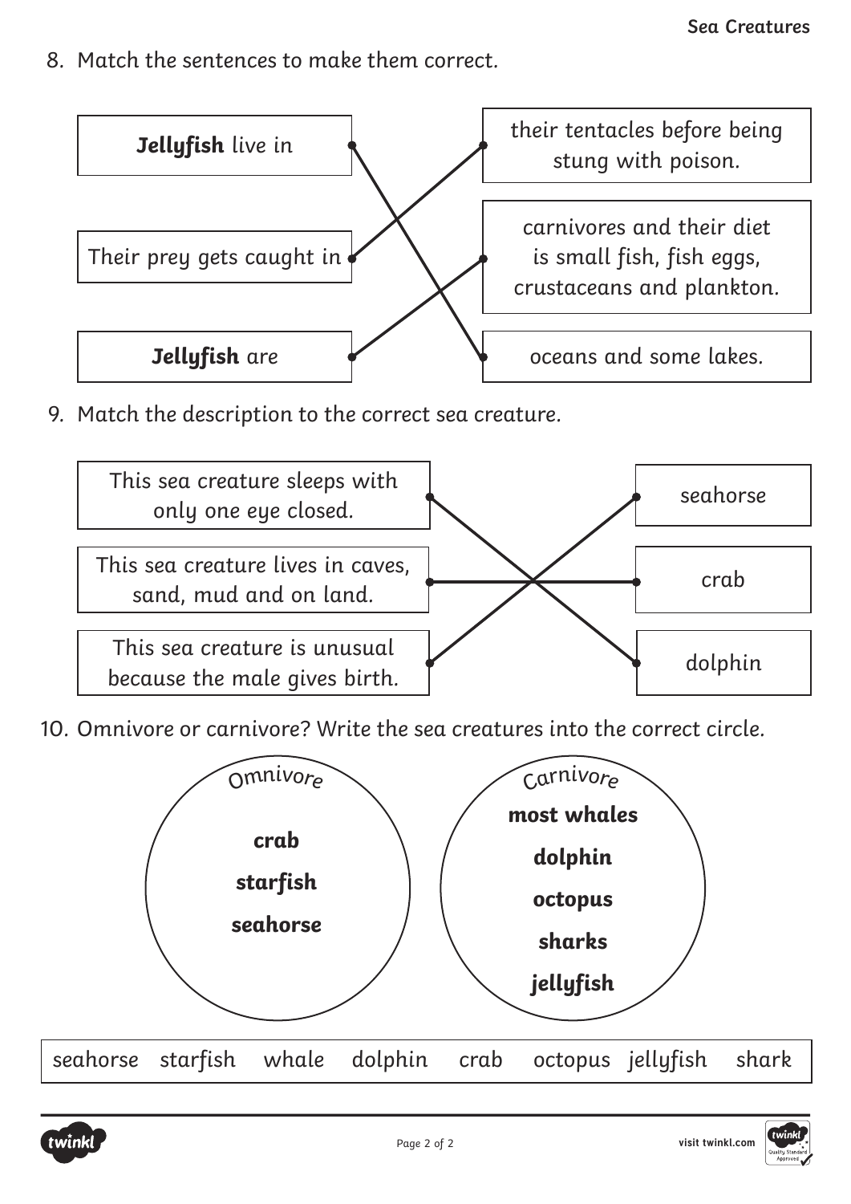8. Match the sentences to make them correct.

| | |
|---|---|
| **Jellyfish** live in | their tentacles before being stung with poison. |
| Their prey gets caught in | carnivores and their diet is small fish, fish eggs, crustaceans and plankton. |
| **Jellyfish** are | oceans and some lakes. |

9. Match the description to the correct sea creature.

| | |
|---|---|
| This sea creature sleeps with only one eye closed. | seahorse |
| This sea creature lives in caves, sand, mud and on land. | crab |
| This sea creature is unusual because the male gives birth. | dolphin |

10. Omnivore or carnivore? Write the sea creatures into the correct circle.

Omnivore

**crab**

**starfish**

**seahorse**

Carnivore

**most whales**

**dolphin**

**octopus**

**sharks**

**jellyfish**

seahorse starfish whale dolphin crab octopus jellyfish shark